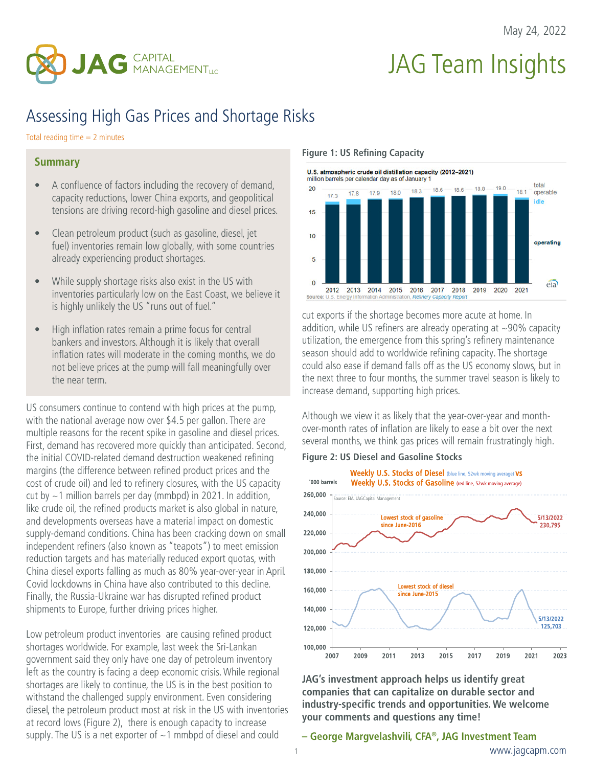May 24, 2022

# JAG Team Insights

## Assessing High Gas Prices and Shortage Risks

Total reading time = 2 minutes

### Summary

- A confluence of factors including the recovery of demand, capacity reductions, lower China exports, and geopolitical tensions are driving record-high gasoline and diesel prices.
- Clean petroleum product (such as gasoline, diesel, jet fuel) inventories remain low globally, with some countries already experiencing product shortages.
- While supply shortage risks also exist in the US with inventories particularly low on the East Coast, we believe it is highly unlikely the US "runs out of fuel."
- High inflation rates remain a prime focus for central bankers and investors. Although it is likely that overall inflation rates will moderate in the coming months, we do not believe prices at the pump will fall meaningfully over the near term.

US consumers continue to contend with high prices at the pump, with the national average now over $4.5 per gallon. There are multiple reasons for the recent spike in gasoline and diesel prices. First, demand has recovered more quickly than anticipated. Second, the initial COVID-related demand destruction weakened refining margins (the difference between refined product prices and the cost of crude oil) and led to refinery closures, with the US capacity cut by ~1 million barrels per day (mmbpd) in 2021. In addition, like crude oil, the refined products market is also global in nature, and developments overseas have a material impact on domestic supply-demand conditions. China has been cracking down on small independent refiners (also known as "teapots") to meet emission reduction targets and has materially reduced export quotas, with China diesel exports falling as much as 80% year-over-year in April. Covid lockdowns in China have also contributed to this decline. Finally, the Russia-Ukraine war has disrupted refined product shipments to Europe, further driving prices higher.

Low petroleum product inventories are causing refined product shortages worldwide. For example, last week the Sri-Lankan government said they only have one day of petroleum inventory left as the country is facing a deep economic crisis. While regional shortages are likely to continue, the US is in the best position to withstand the challenged supply environment. Even considering diesel, the petroleum product most at risk in the US with inventories at record lows (Figure 2), there is enough capacity to increase supply. The US is a net exporter of ~1 mmbpd of diesel and could cut exports if the shortage becomes more acute at home. In addition, while US refiners are already operating at ~90% capacity utilization, the emergence from this spring's refinery maintenance season should add to worldwide refining capacity. The shortage could also ease if demand falls off as the US economy slows, but in the next three to four months, the summer travel season is likely to increase demand, supporting high prices.

**Figure 1: US Refining Capacity**

U.S. atmospheric crude oil distillation capacity (2012–2021)
million barrels per calendar day as of January 1

| Year | 2012 | 2013 | 2014 | 2015 | 2016 | 2017 | 2018 | 2019 | 2020 | 2021 |
|---|---|---|---|---|---|---|---|---|---|---|
| Total operable | 17.3 | 17.8 | 17.9 | 18.0 | 18.3 | 18.6 | 18.6 | 18.8 | 19.0 | 18.1 |

Source: U.S. Energy Information Administration, *Refinery Capacity Report*

Although we view it as likely that the year-over-year and month-over-month rates of inflation are likely to ease a bit over the next several months, we think gas prices will remain frustratingly high.

**Figure 2: US Diesel and Gasoline Stocks**

Weekly U.S. Stocks of Diesel (blue line, 52wk moving average) vs Weekly U.S. Stocks of Gasoline (red line, 52wk moving average)

'000 barrels

Source: EIA, JAGCapital Management

- Lowest stock of gasoline since June-2016 — 5/13/2022: 230,795
- Lowest stock of diesel since June-2015 — 5/13/2022: 125,703

**JAG's investment approach helps us identify great companies that can capitalize on durable sector and industry-specific trends and opportunities. We welcome your comments and questions any time!**

**– George Margvelashvili, CFA®, JAG Investment Team**

www.jagcapm.com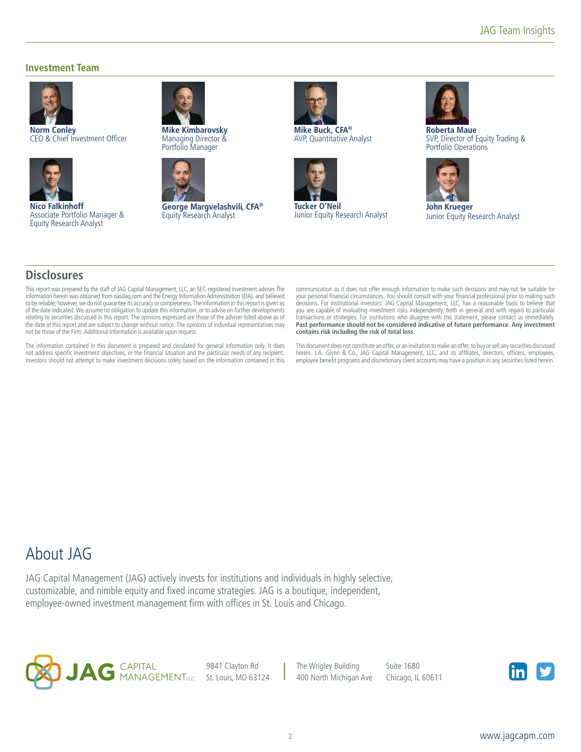## Investment Team

**Norm Conley**
CEO & Chief Investment Officer

**Mike Kimbarovsky**
Managing Director & Portfolio Manager

**Mike Buck, CFA®**
AVP, Quantitative Analyst

**Roberta Maue**
SVP, Director of Equity Trading & Portfolio Operations

**Nico Falkinhoff**
Associate Portfolio Manager & Equity Research Analyst

**George Margvelashvili, CFA®**
Equity Research Analyst

**Tucker O'Neil**
Junior Equity Research Analyst

**John Krueger**
Junior Equity Research Analyst

## Disclosures

This report was prepared by the staff of JAG Capital Management, LLC, an SEC-registered investment adviser. The information herein was obtained from nasdaq.com and the Energy Information Administration (EIA), and believed to be reliable; however, we do not guarantee its accuracy or completeness. The information in this report is given as of the date indicated. We assume no obligation to update this information, or to advise on further developments relating to securities discussed in this report. The opinions expressed are those of the adviser listed above as of the date of this report and are subject to change without notice. The opinions of individual representatives may not be those of the Firm. Additional information is available upon request.

The information contained in this document is prepared and circulated for general information only. It does not address specific investment objectives, or the financial situation and the particular needs of any recipient. Investors should not attempt to make investment decisions solely based on the information contained in this communication as it does not offer enough information to make such decisions and may not be suitable for your personal financial circumstances. You should consult with your financial professional prior to making such decisions. For institutional investors: JAG Capital Management, LLC, has a reasonable basis to believe that you are capable of evaluating investment risks independently, both in general and with regard to particular transactions or strategies. For institutions who disagree with this statement, please contact us immediately. **Past performance should not be considered indicative of future performance. Any investment contains risk including the risk of total loss.**

This document does not constitute an offer, or an invitation to make an offer, to buy or sell any securities discussed herein. J.A. Glynn & Co., JAG Capital Management, LLC, and its affiliates, directors, officers, employees, employee benefit programs and discretionary client accounts may have a position in any securities listed herein.

# About JAG

JAG Capital Management (JAG) actively invests for institutions and individuals in highly selective, customizable, and nimble equity and fixed income strategies. JAG is a boutique, independent, employee-owned investment management firm with offices in St. Louis and Chicago.

JAG CAPITAL MANAGEMENT LLC

9841 Clayton Rd
St. Louis, MO 63124

The Wrigley Building
400 North Michigan Ave
Suite 1680
Chicago, IL 60611

www.jagcapm.com